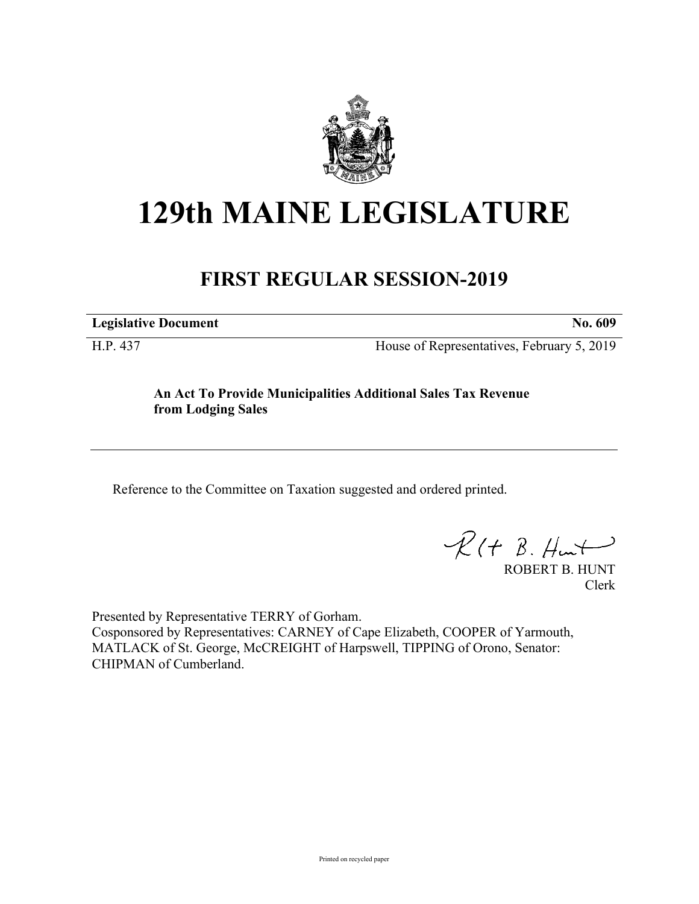# 129th MAINE LEGISLATURE

## FIRST REGULAR SESSION-2019

| **Legislative Document** | **No. 609** |
|---|---|
| H.P. 437 | House of Representatives, February 5, 2019 |

**An Act To Provide Municipalities Additional Sales Tax Revenue from Lodging Sales**

Reference to the Committee on Taxation suggested and ordered printed.

ROBERT B. HUNT
Clerk

Presented by Representative TERRY of Gorham.
Cosponsored by Representatives: CARNEY of Cape Elizabeth, COOPER of Yarmouth, MATLACK of St. George, McCREIGHT of Harpswell, TIPPING of Orono, Senator: CHIPMAN of Cumberland.

Printed on recycled paper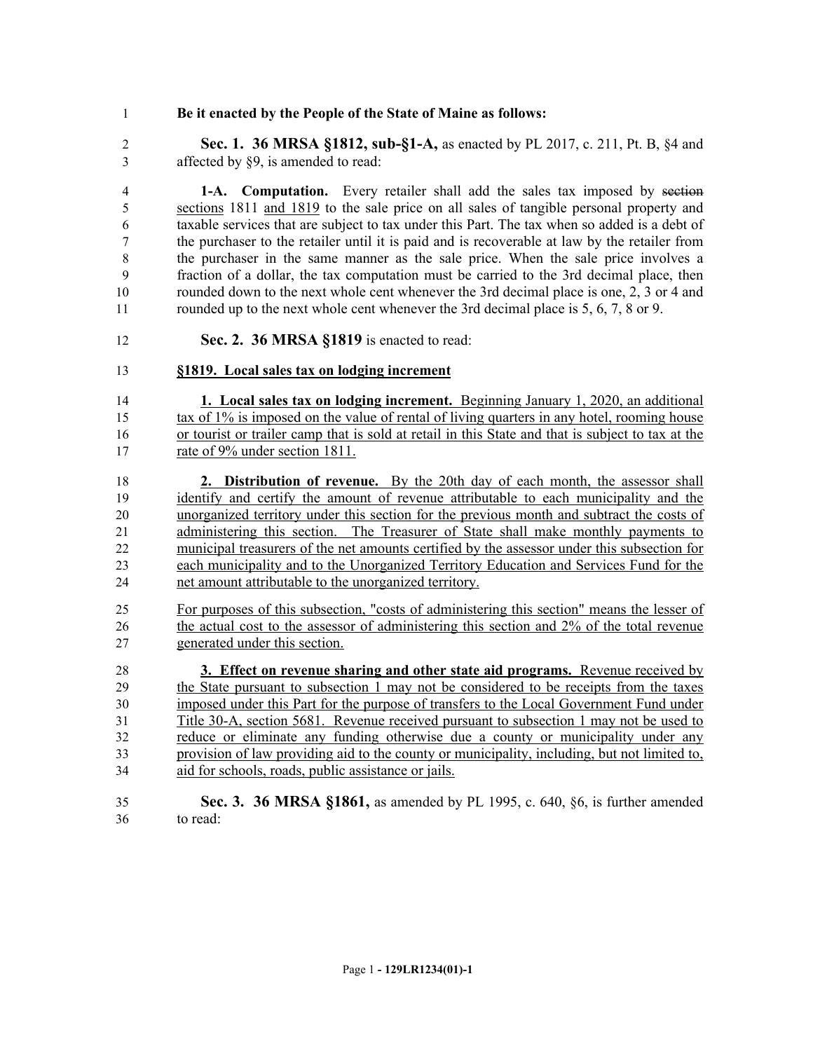**Be it enacted by the People of the State of Maine as follows:**

**Sec. 1. 36 MRSA §1812, sub-§1-A,** as enacted by PL 2017, c. 211, Pt. B, §4 and affected by §9, is amended to read:

**1-A. Computation.** Every retailer shall add the sales tax imposed by ~~section~~ sections 1811 and 1819 to the sale price on all sales of tangible personal property and taxable services that are subject to tax under this Part. The tax when so added is a debt of the purchaser to the retailer until it is paid and is recoverable at law by the retailer from the purchaser in the same manner as the sale price. When the sale price involves a fraction of a dollar, the tax computation must be carried to the 3rd decimal place, then rounded down to the next whole cent whenever the 3rd decimal place is one, 2, 3 or 4 and rounded up to the next whole cent whenever the 3rd decimal place is 5, 6, 7, 8 or 9.

**Sec. 2. 36 MRSA §1819** is enacted to read:

**§1819. Local sales tax on lodging increment**

**1. Local sales tax on lodging increment.** Beginning January 1, 2020, an additional tax of 1% is imposed on the value of rental of living quarters in any hotel, rooming house or tourist or trailer camp that is sold at retail in this State and that is subject to tax at the rate of 9% under section 1811.

**2. Distribution of revenue.** By the 20th day of each month, the assessor shall identify and certify the amount of revenue attributable to each municipality and the unorganized territory under this section for the previous month and subtract the costs of administering this section. The Treasurer of State shall make monthly payments to municipal treasurers of the net amounts certified by the assessor under this subsection for each municipality and to the Unorganized Territory Education and Services Fund for the net amount attributable to the unorganized territory.

For purposes of this subsection, "costs of administering this section" means the lesser of the actual cost to the assessor of administering this section and 2% of the total revenue generated under this section.

**3. Effect on revenue sharing and other state aid programs.** Revenue received by the State pursuant to subsection 1 may not be considered to be receipts from the taxes imposed under this Part for the purpose of transfers to the Local Government Fund under Title 30-A, section 5681. Revenue received pursuant to subsection 1 may not be used to reduce or eliminate any funding otherwise due a county or municipality under any provision of law providing aid to the county or municipality, including, but not limited to, aid for schools, roads, public assistance or jails.

**Sec. 3. 36 MRSA §1861,** as amended by PL 1995, c. 640, §6, is further amended to read: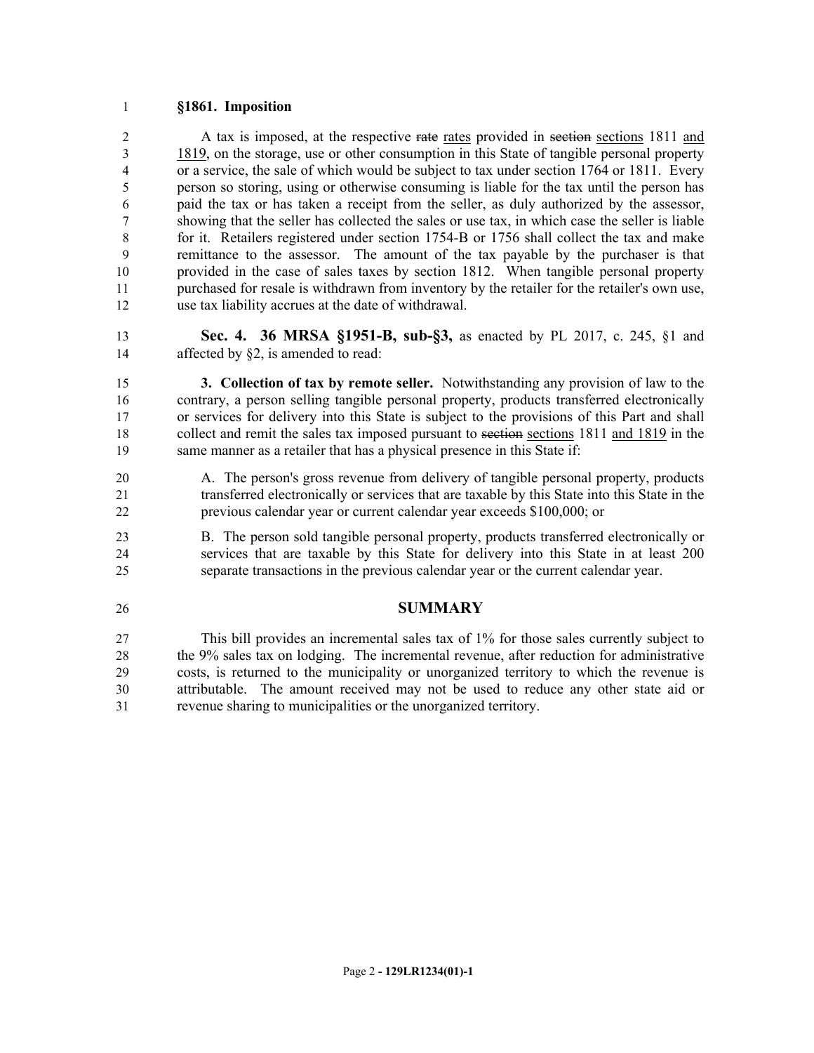**§1861. Imposition**

A tax is imposed, at the respective ~~rate~~ rates provided in ~~section~~ sections 1811 and 1819, on the storage, use or other consumption in this State of tangible personal property or a service, the sale of which would be subject to tax under section 1764 or 1811. Every person so storing, using or otherwise consuming is liable for the tax until the person has paid the tax or has taken a receipt from the seller, as duly authorized by the assessor, showing that the seller has collected the sales or use tax, in which case the seller is liable for it. Retailers registered under section 1754-B or 1756 shall collect the tax and make remittance to the assessor. The amount of the tax payable by the purchaser is that provided in the case of sales taxes by section 1812. When tangible personal property purchased for resale is withdrawn from inventory by the retailer for the retailer's own use, use tax liability accrues at the date of withdrawal.

**Sec. 4. 36 MRSA §1951-B, sub-§3,** as enacted by PL 2017, c. 245, §1 and affected by §2, is amended to read:

**3. Collection of tax by remote seller.** Notwithstanding any provision of law to the contrary, a person selling tangible personal property, products transferred electronically or services for delivery into this State is subject to the provisions of this Part and shall collect and remit the sales tax imposed pursuant to ~~section~~ sections 1811 and 1819 in the same manner as a retailer that has a physical presence in this State if:

A. The person's gross revenue from delivery of tangible personal property, products transferred electronically or services that are taxable by this State into this State in the previous calendar year or current calendar year exceeds $100,000; or

B. The person sold tangible personal property, products transferred electronically or services that are taxable by this State for delivery into this State in at least 200 separate transactions in the previous calendar year or the current calendar year.

## SUMMARY

This bill provides an incremental sales tax of 1% for those sales currently subject to the 9% sales tax on lodging. The incremental revenue, after reduction for administrative costs, is returned to the municipality or unorganized territory to which the revenue is attributable. The amount received may not be used to reduce any other state aid or revenue sharing to municipalities or the unorganized territory.